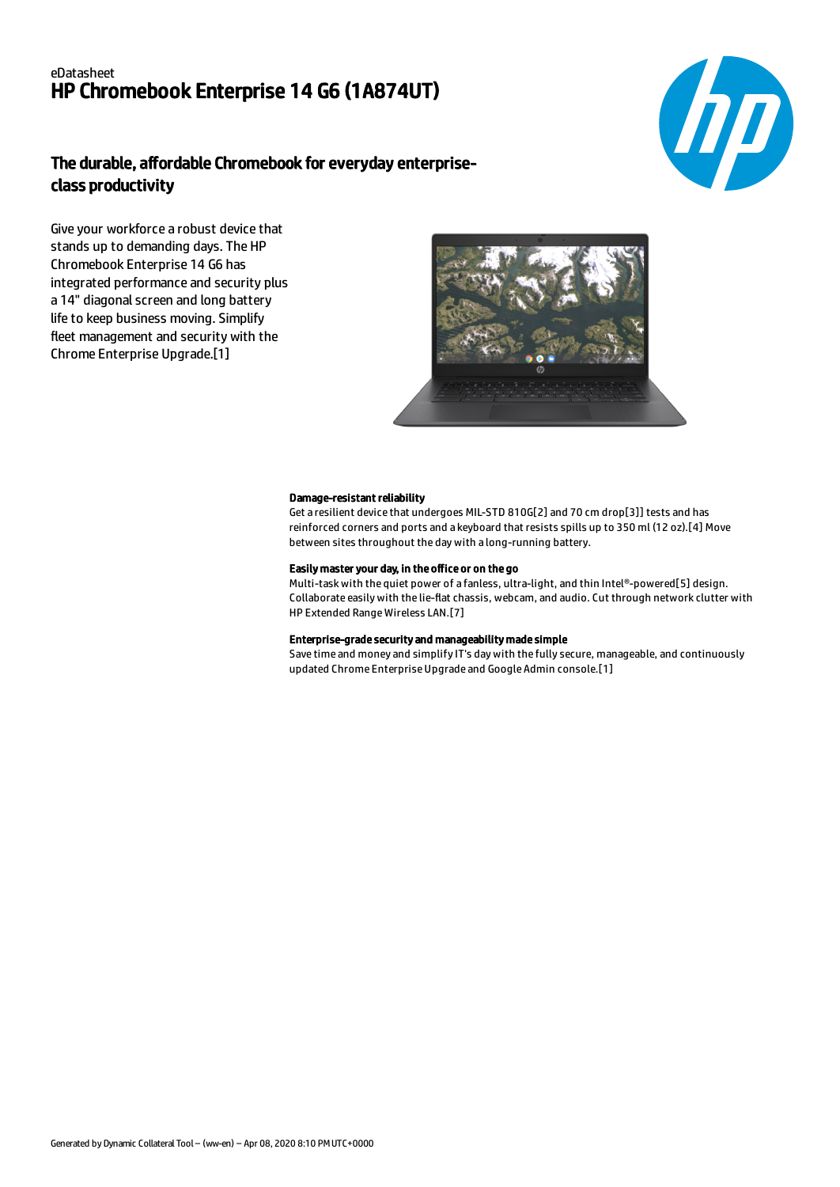eDatasheet

# HP Chromebook Enterprise 14 G6 (1A874UT)

## The durable, affordable Chromebook for everyday enterprise-class productivity

Give your workforce a robust device that stands up to demanding days. The HP Chromebook Enterprise 14 G6 has integrated performance and security plus a 14" diagonal screen and long battery life to keep business moving. Simplify fleet management and security with the Chrome Enterprise Upgrade.[1]

**Damage-resistant reliability**

Get a resilient device that undergoes MIL-STD 810G[2] and 70 cm drop[3]] tests and has reinforced corners and ports and a keyboard that resists spills up to 350 ml (12 oz).[4] Move between sites throughout the day with a long-running battery.

**Easily master your day, in the office or on the go**

Multi-task with the quiet power of a fanless, ultra-light, and thin Intel®-powered[5] design. Collaborate easily with the lie-flat chassis, webcam, and audio. Cut through network clutter with HP Extended Range Wireless LAN.[7]

**Enterprise-grade security and manageability made simple**

Save time and money and simplify IT's day with the fully secure, manageable, and continuously updated Chrome Enterprise Upgrade and Google Admin console.[1]

Generated by Dynamic Collateral Tool – (ww-en) – Apr 08, 2020 8:10 PM UTC+0000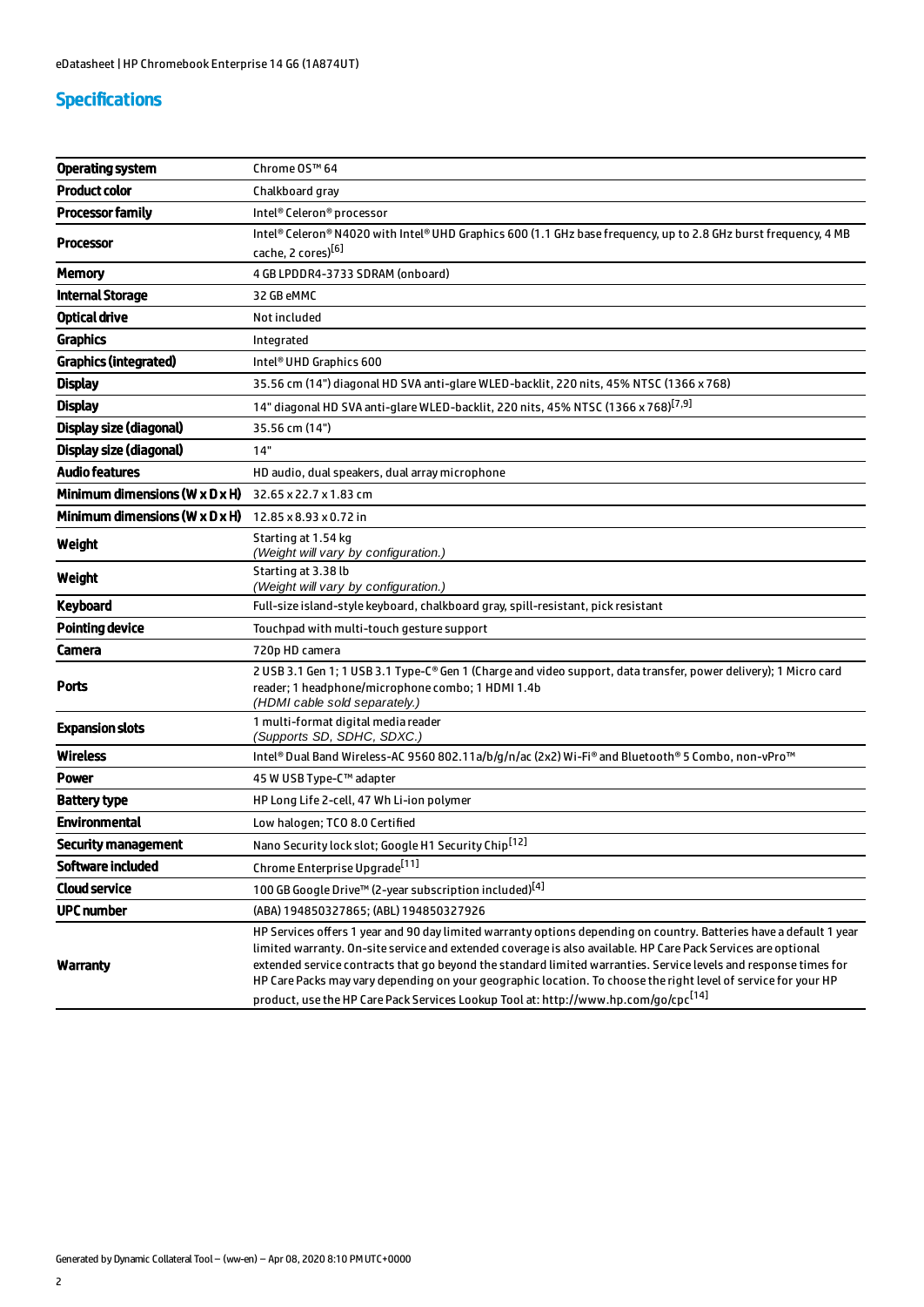## Specifications

| | |
|---|---|
| **Operating system** | Chrome OS™ 64 |
| **Product color** | Chalkboard gray |
| **Processor family** | Intel® Celeron® processor |
| **Processor** | Intel® Celeron® N4020 with Intel® UHD Graphics 600 (1.1 GHz base frequency, up to 2.8 GHz burst frequency, 4 MB cache, 2 cores)[6] |
| **Memory** | 4 GB LPDDR4-3733 SDRAM (onboard) |
| **Internal Storage** | 32 GB eMMC |
| **Optical drive** | Not included |
| **Graphics** | Integrated |
| **Graphics (integrated)** | Intel® UHD Graphics 600 |
| **Display** | 35.56 cm (14") diagonal HD SVA anti-glare WLED-backlit, 220 nits, 45% NTSC (1366 x 768) |
| **Display** | 14" diagonal HD SVA anti-glare WLED-backlit, 220 nits, 45% NTSC (1366 x 768)[7,9] |
| **Display size (diagonal)** | 35.56 cm (14") |
| **Display size (diagonal)** | 14" |
| **Audio features** | HD audio, dual speakers, dual array microphone |
| **Minimum dimensions (W x D x H)** | 32.65 x 22.7 x 1.83 cm |
| **Minimum dimensions (W x D x H)** | 12.85 x 8.93 x 0.72 in |
| **Weight** | Starting at 1.54 kg *(Weight will vary by configuration.)* |
| **Weight** | Starting at 3.38 lb *(Weight will vary by configuration.)* |
| **Keyboard** | Full-size island-style keyboard, chalkboard gray, spill-resistant, pick resistant |
| **Pointing device** | Touchpad with multi-touch gesture support |
| **Camera** | 720p HD camera |
| **Ports** | 2 USB 3.1 Gen 1; 1 USB 3.1 Type-C® Gen 1 (Charge and video support, data transfer, power delivery); 1 Micro card reader; 1 headphone/microphone combo; 1 HDMI 1.4b *(HDMI cable sold separately.)* |
| **Expansion slots** | 1 multi-format digital media reader *(Supports SD, SDHC, SDXC.)* |
| **Wireless** | Intel® Dual Band Wireless-AC 9560 802.11a/b/g/n/ac (2x2) Wi-Fi® and Bluetooth® 5 Combo, non-vPro™ |
| **Power** | 45 W USB Type-C™ adapter |
| **Battery type** | HP Long Life 2-cell, 47 Wh Li-ion polymer |
| **Environmental** | Low halogen; TCO 8.0 Certified |
| **Security management** | Nano Security lock slot; Google H1 Security Chip[12] |
| **Software included** | Chrome Enterprise Upgrade[11] |
| **Cloud service** | 100 GB Google Drive™ (2-year subscription included)[4] |
| **UPC number** | (ABA) 194850327865; (ABL) 194850327926 |
| **Warranty** | HP Services offers 1 year and 90 day limited warranty options depending on country. Batteries have a default 1 year limited warranty. On-site service and extended coverage is also available. HP Care Pack Services are optional extended service contracts that go beyond the standard limited warranties. Service levels and response times for HP Care Packs may vary depending on your geographic location. To choose the right level of service for your HP product, use the HP Care Pack Services Lookup Tool at: http://www.hp.com/go/cpc[14] |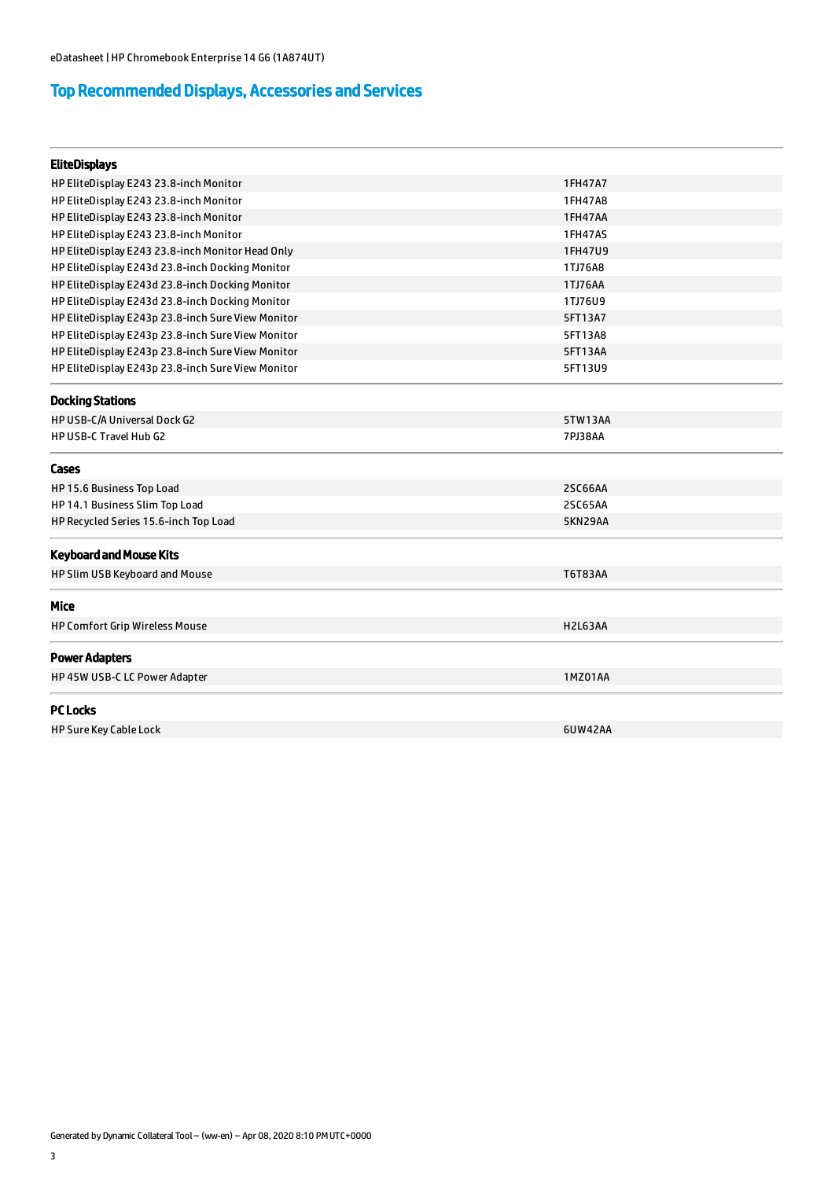## Top Recommended Displays, Accessories and Services

### EliteDisplays

| | |
|---|---|
| HP EliteDisplay E243 23.8-inch Monitor | 1FH47A7 |
| HP EliteDisplay E243 23.8-inch Monitor | 1FH47A8 |
| HP EliteDisplay E243 23.8-inch Monitor | 1FH47AA |
| HP EliteDisplay E243 23.8-inch Monitor | 1FH47AS |
| HP EliteDisplay E243 23.8-inch Monitor Head Only | 1FH47U9 |
| HP EliteDisplay E243d 23.8-inch Docking Monitor | 1TJ76A8 |
| HP EliteDisplay E243d 23.8-inch Docking Monitor | 1TJ76AA |
| HP EliteDisplay E243d 23.8-inch Docking Monitor | 1TJ76U9 |
| HP EliteDisplay E243p 23.8-inch Sure View Monitor | 5FT13A7 |
| HP EliteDisplay E243p 23.8-inch Sure View Monitor | 5FT13A8 |
| HP EliteDisplay E243p 23.8-inch Sure View Monitor | 5FT13AA |
| HP EliteDisplay E243p 23.8-inch Sure View Monitor | 5FT13U9 |

### Docking Stations

| | |
|---|---|
| HP USB-C/A Universal Dock G2 | 5TW13AA |
| HP USB-C Travel Hub G2 | 7PJ38AA |

### Cases

| | |
|---|---|
| HP 15.6 Business Top Load | 2SC66AA |
| HP 14.1 Business Slim Top Load | 2SC65AA |
| HP Recycled Series 15.6-inch Top Load | 5KN29AA |

### Keyboard and Mouse Kits

| | |
|---|---|
| HP Slim USB Keyboard and Mouse | T6T83AA |

### Mice

| | |
|---|---|
| HP Comfort Grip Wireless Mouse | H2L63AA |

### Power Adapters

| | |
|---|---|
| HP 45W USB-C LC Power Adapter | 1MZ01AA |

### PC Locks

| | |
|---|---|
| HP Sure Key Cable Lock | 6UW42AA |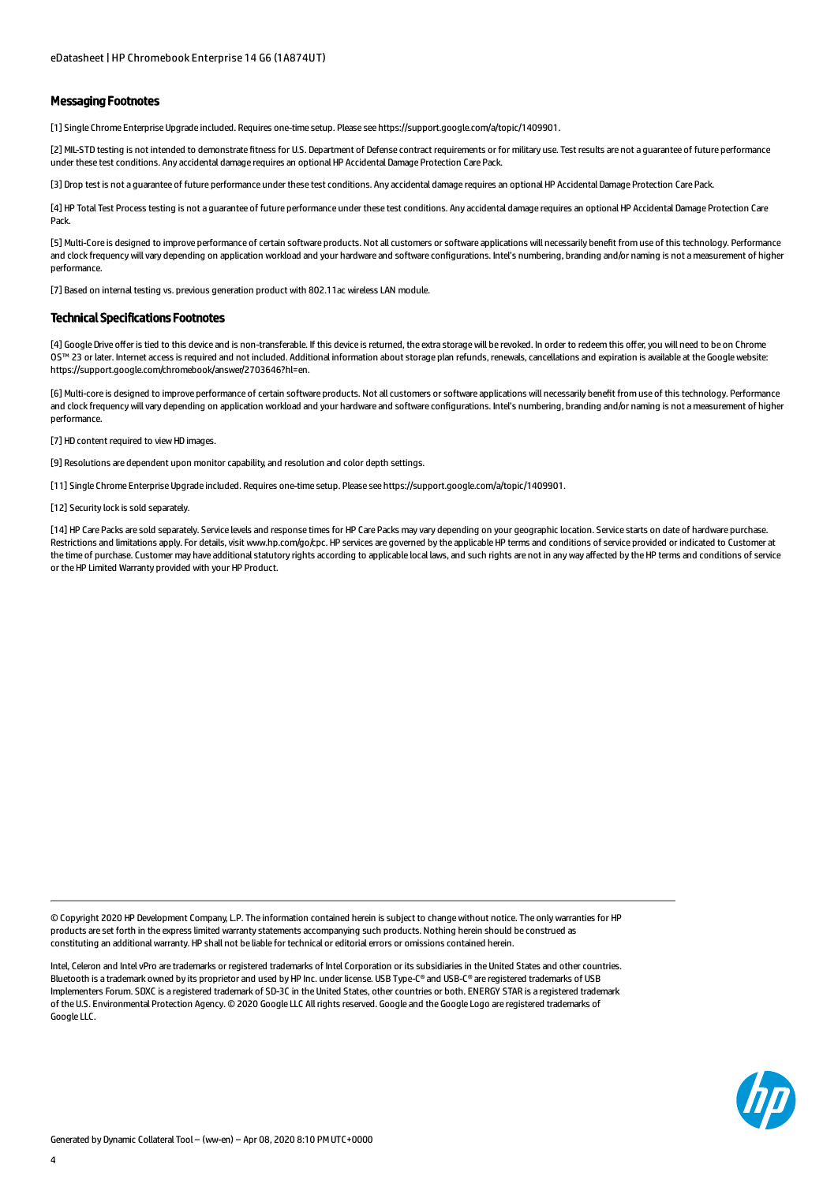## Messaging Footnotes

[1] Single Chrome Enterprise Upgrade included. Requires one-time setup. Please see https://support.google.com/a/topic/1409901.

[2] MIL-STD testing is not intended to demonstrate fitness for U.S. Department of Defense contract requirements or for military use. Test results are not a guarantee of future performance under these test conditions. Any accidental damage requires an optional HP Accidental Damage Protection Care Pack.

[3] Drop test is not a guarantee of future performance under these test conditions. Any accidental damage requires an optional HP Accidental Damage Protection Care Pack.

[4] HP Total Test Process testing is not a guarantee of future performance under these test conditions. Any accidental damage requires an optional HP Accidental Damage Protection Care Pack.

[5] Multi-Core is designed to improve performance of certain software products. Not all customers or software applications will necessarily benefit from use of this technology. Performance and clock frequency will vary depending on application workload and your hardware and software configurations. Intel's numbering, branding and/or naming is not a measurement of higher performance.

[7] Based on internal testing vs. previous generation product with 802.11ac wireless LAN module.

## Technical Specifications Footnotes

[4] Google Drive offer is tied to this device and is non-transferable. If this device is returned, the extra storage will be revoked. In order to redeem this offer, you will need to be on Chrome OS™ 23 or later. Internet access is required and not included. Additional information about storage plan refunds, renewals, cancellations and expiration is available at the Google website: https://support.google.com/chromebook/answer/2703646?hl=en.

[6] Multi-core is designed to improve performance of certain software products. Not all customers or software applications will necessarily benefit from use of this technology. Performance and clock frequency will vary depending on application workload and your hardware and software configurations. Intel's numbering, branding and/or naming is not a measurement of higher performance.

[7] HD content required to view HD images.

[9] Resolutions are dependent upon monitor capability, and resolution and color depth settings.

[11] Single Chrome Enterprise Upgrade included. Requires one-time setup. Please see https://support.google.com/a/topic/1409901.

[12] Security lock is sold separately.

[14] HP Care Packs are sold separately. Service levels and response times for HP Care Packs may vary depending on your geographic location. Service starts on date of hardware purchase. Restrictions and limitations apply. For details, visit www.hp.com/go/cpc. HP services are governed by the applicable HP terms and conditions of service provided or indicated to Customer at the time of purchase. Customer may have additional statutory rights according to applicable local laws, and such rights are not in any way affected by the HP terms and conditions of service or the HP Limited Warranty provided with your HP Product.

---

© Copyright 2020 HP Development Company, L.P. The information contained herein is subject to change without notice. The only warranties for HP products are set forth in the express limited warranty statements accompanying such products. Nothing herein should be construed as constituting an additional warranty. HP shall not be liable for technical or editorial errors or omissions contained herein.

Intel, Celeron and Intel vPro are trademarks or registered trademarks of Intel Corporation or its subsidiaries in the United States and other countries. Bluetooth is a trademark owned by its proprietor and used by HP Inc. under license. USB Type-C® and USB-C® are registered trademarks of USB Implementers Forum. SDXC is a registered trademark of SD-3C in the United States, other countries or both. ENERGY STAR is a registered trademark of the U.S. Environmental Protection Agency. © 2020 Google LLC All rights reserved. Google and the Google Logo are registered trademarks of Google LLC.

Generated by Dynamic Collateral Tool – (ww-en) – Apr 08, 2020 8:10 PM UTC+0000